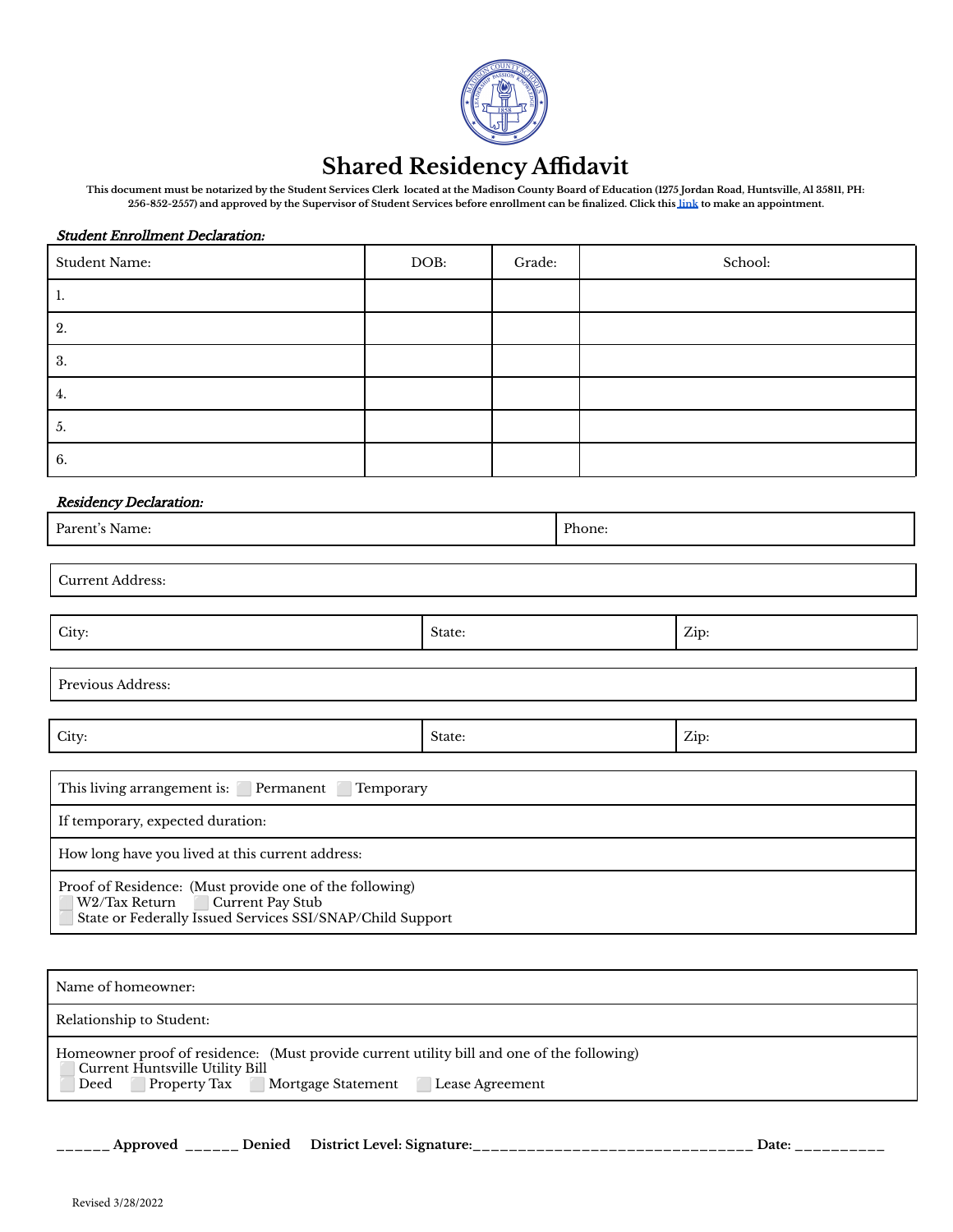# Shared Residency Affidavit

**This document must be notarized by the Student Services Clerk located at the Madison County Board of Education (1275 Jordan Road, Huntsville, Al 35811, PH: 256-852-2557) and approved by the Supervisor of Student Services before enrollment can be finalized. Click this link to make an appointment.**

***Student Enrollment Declaration:***

| Student Name: | DOB: | Grade: | School: |
|---|---|---|---|
| 1. | | | |
| 2. | | | |
| 3. | | | |
| 4. | | | |
| 5. | | | |
| 6. | | | |

***Residency Declaration:***

| Parent's Name: | Phone: |
|---|---|

| Current Address: |
|---|

| City: | State: | Zip: |
|---|---|---|

| Previous Address: |
|---|

| City: | State: | Zip: |
|---|---|---|

| This living arrangement is: ⬜ Permanent ⬜ Temporary |
|---|
| If temporary, expected duration: |
| How long have you lived at this current address: |
| Proof of Residence: (Must provide one of the following)<br>⬜ W2/Tax Return ⬜ Current Pay Stub<br>⬜ State or Federally Issued Services SSI/SNAP/Child Support |

| Name of homeowner: |
|---|
| Relationship to Student: |
| Homeowner proof of residence: (Must provide current utility bill and one of the following)<br>⬜ Current Huntsville Utility Bill<br>⬜ Deed ⬜ Property Tax ⬜ Mortgage Statement ⬜ Lease Agreement |

**______ Approved ______ Denied District Level: Signature:_______________________________ Date: __________**

Revised 3/28/2022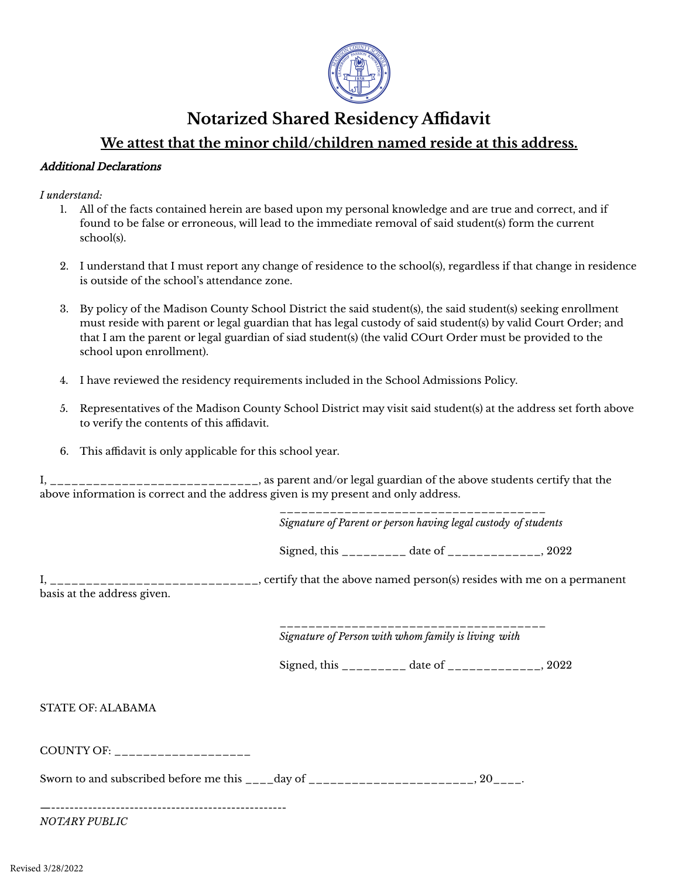# Notarized Shared Residency Affidavit

## <u>We attest that the minor child/children named reside at this address.</u>

***Additional Declarations***

*I understand:*

1. All of the facts contained herein are based upon my personal knowledge and are true and correct, and if found to be false or erroneous, will lead to the immediate removal of said student(s) form the current school(s).

2. I understand that I must report any change of residence to the school(s), regardless if that change in residence is outside of the school's attendance zone.

3. By policy of the Madison County School District the said student(s), the said student(s) seeking enrollment must reside with parent or legal guardian that has legal custody of said student(s) by valid Court Order; and that I am the parent or legal guardian of siad student(s) (the valid COurt Order must be provided to the school upon enrollment).

4. I have reviewed the residency requirements included in the School Admissions Policy.

5. Representatives of the Madison County School District may visit said student(s) at the address set forth above to verify the contents of this affidavit.

6. This affidavit is only applicable for this school year.

I, _____________________________, as parent and/or legal guardian of the above students certify that the above information is correct and the address given is my present and only address.

_____________________________________
*Signature of Parent or person having legal custody of students*

Signed, this _________ date of _____________, 2022

I, _____________________________, certify that the above named person(s) resides with me on a permanent basis at the address given.

_____________________________________
*Signature of Person with whom family is living with*

Signed, this _________ date of _____________, 2022

STATE OF: ALABAMA

COUNTY OF: ___________________

Sworn to and subscribed before me this ____day of _______________________, 20____.

—----------------------------------------------------
*NOTARY PUBLIC*

Revised 3/28/2022